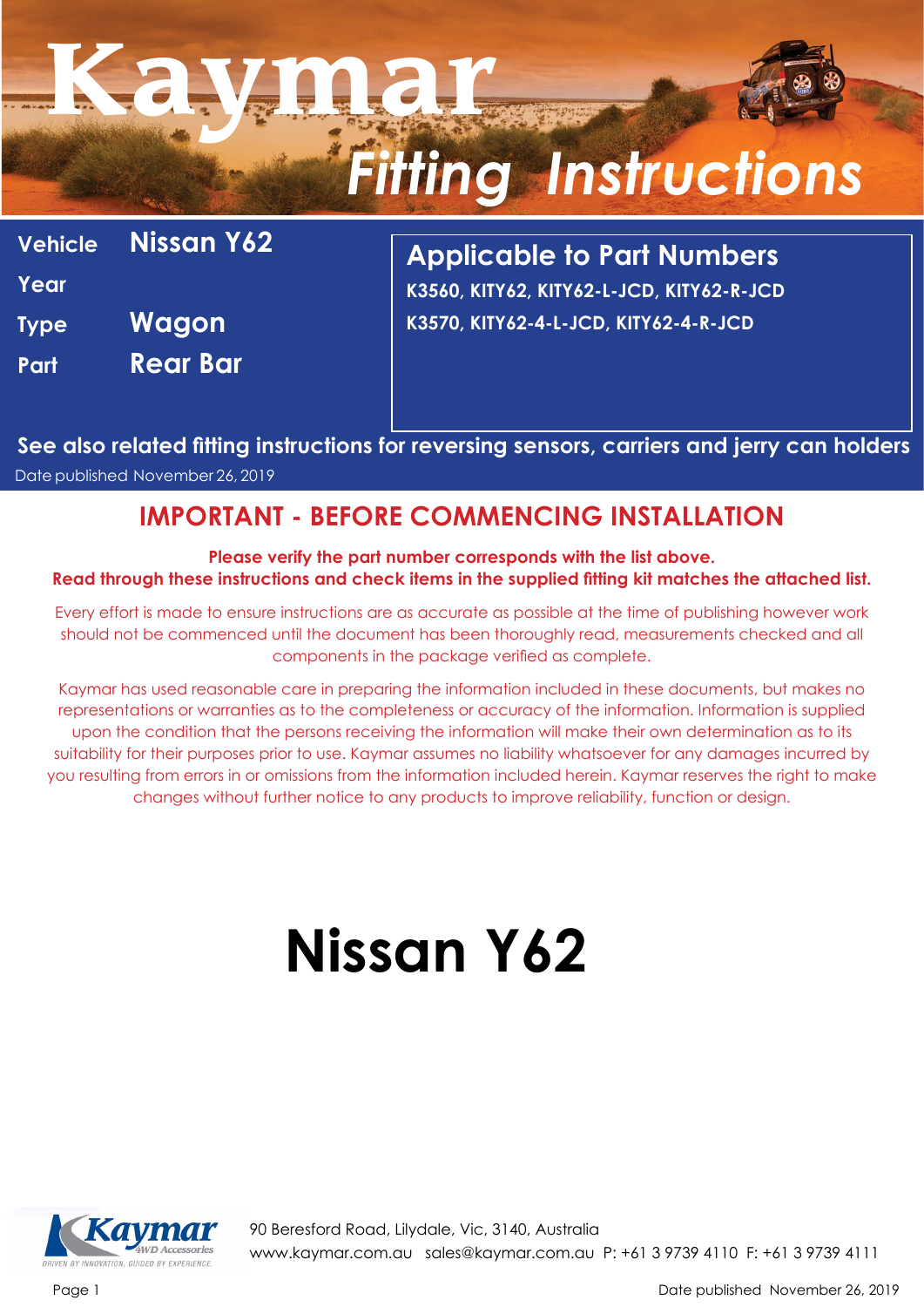# Kaymar Fitting Instructions

| | |
|---|---|
| **Vehicle** | **Nissan Y62** |
| **Year** | |
| **Type** | **Wagon** |
| **Part** | **Rear Bar** |

## Applicable to Part Numbers

**K3560, KITY62, KITY62-L-JCD, KITY62-R-JCD**
**K3570, KITY62-4-L-JCD, KITY62-4-R-JCD**

**See also related fitting instructions for reversing sensors, carriers and jerry can holders**

Date published November 26, 2019

## IMPORTANT - BEFORE COMMENCING INSTALLATION

**Please verify the part number corresponds with the list above.**
**Read through these instructions and check items in the supplied fitting kit matches the attached list.**

Every effort is made to ensure instructions are as accurate as possible at the time of publishing however work should not be commenced until the document has been thoroughly read, measurements checked and all components in the package verified as complete.

Kaymar has used reasonable care in preparing the information included in these documents, but makes no representations or warranties as to the completeness or accuracy of the information. Information is supplied upon the condition that the persons receiving the information will make their own determination as to its suitability for their purposes prior to use. Kaymar assumes no liability whatsoever for any damages incurred by you resulting from errors in or omissions from the information included herein. Kaymar reserves the right to make changes without further notice to any products to improve reliability, function or design.

# Nissan Y62

Kaymar 4WD Accessories — DRIVEN BY INNOVATION, GUIDED BY EXPERIENCE.

90 Beresford Road, Lilydale, Vic, 3140, Australia
www.kaymar.com.au sales@kaymar.com.au P: +61 3 9739 4110 F: +61 3 9739 4111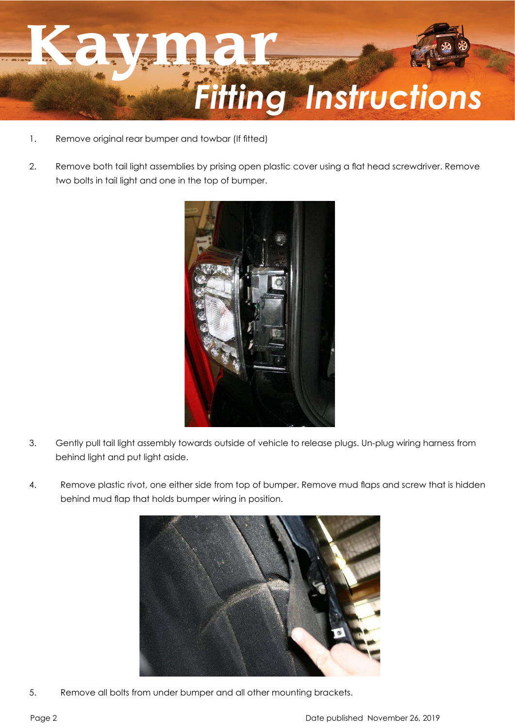1. Remove original rear bumper and towbar (If fitted)

2. Remove both tail light assemblies by prising open plastic cover using a flat head screwdriver. Remove two bolts in tail light and one in the top of bumper.

3. Gently pull tail light assembly towards outside of vehicle to release plugs. Un-plug wiring harness from behind light and put light aside.

4. Remove plastic rivot, one either side from top of bumper. Remove mud flaps and screw that is hidden behind mud flap that holds bumper wiring in position.

5. Remove all bolts from under bumper and all other mounting brackets.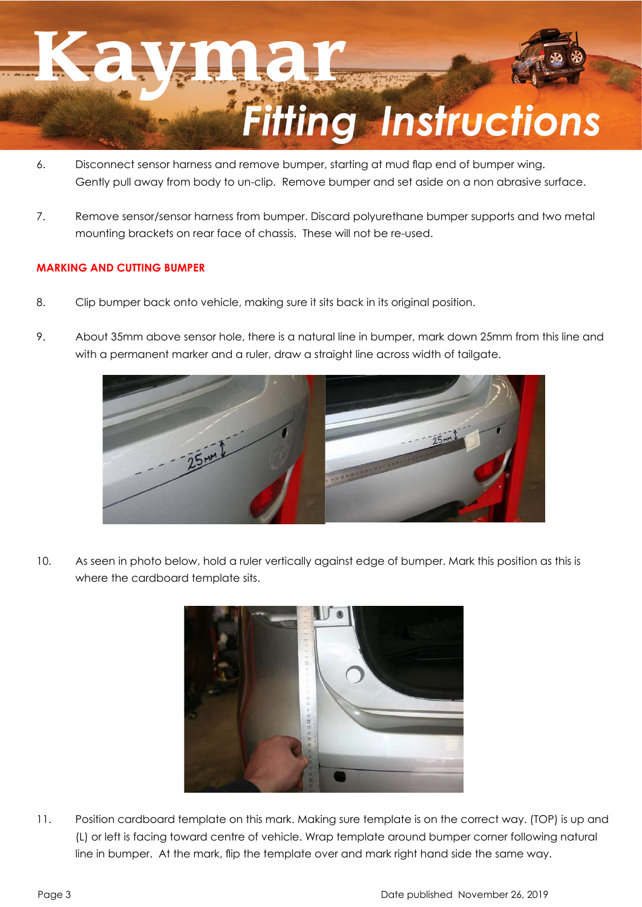6. Disconnect sensor harness and remove bumper, starting at mud flap end of bumper wing. Gently pull away from body to un-clip. Remove bumper and set aside on a non abrasive surface.

7. Remove sensor/sensor harness from bumper. Discard polyurethane bumper supports and two metal mounting brackets on rear face of chassis. These will not be re-used.

## MARKING AND CUTTING BUMPER

8. Clip bumper back onto vehicle, making sure it sits back in its original position.

9. About 35mm above sensor hole, there is a natural line in bumper, mark down 25mm from this line and with a permanent marker and a ruler, draw a straight line across width of tailgate.

10. As seen in photo below, hold a ruler vertically against edge of bumper. Mark this position as this is where the cardboard template sits.

11. Position cardboard template on this mark. Making sure template is on the correct way. (TOP) is up and (L) or left is facing toward centre of vehicle. Wrap template around bumper corner following natural line in bumper. At the mark, flip the template over and mark right hand side the same way.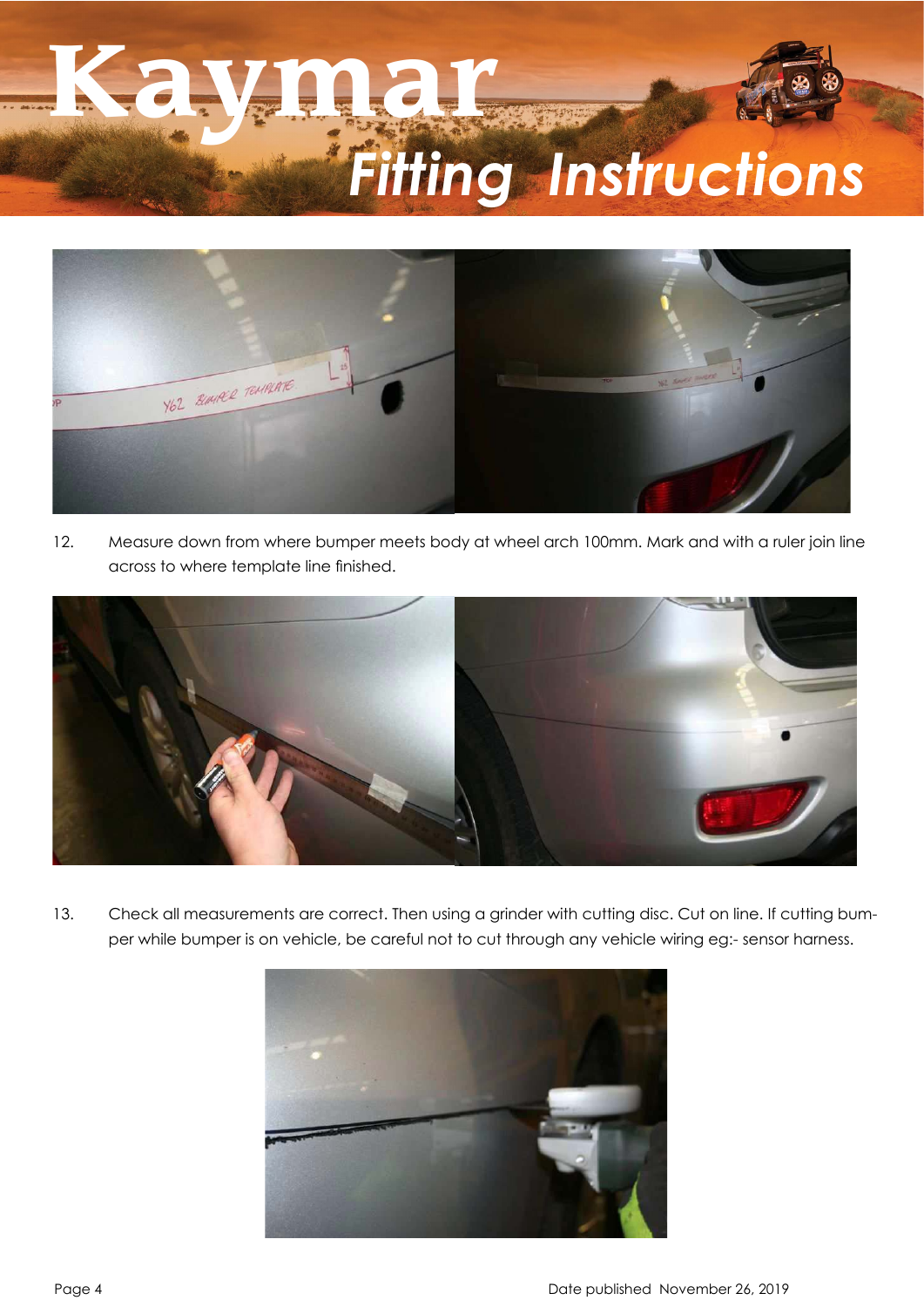12. Measure down from where bumper meets body at wheel arch 100mm. Mark and with a ruler join line across to where template line finished.

13. Check all measurements are correct. Then using a grinder with cutting disc. Cut on line. If cutting bumper while bumper is on vehicle, be careful not to cut through any vehicle wiring eg:- sensor harness.

Date published November 26, 2019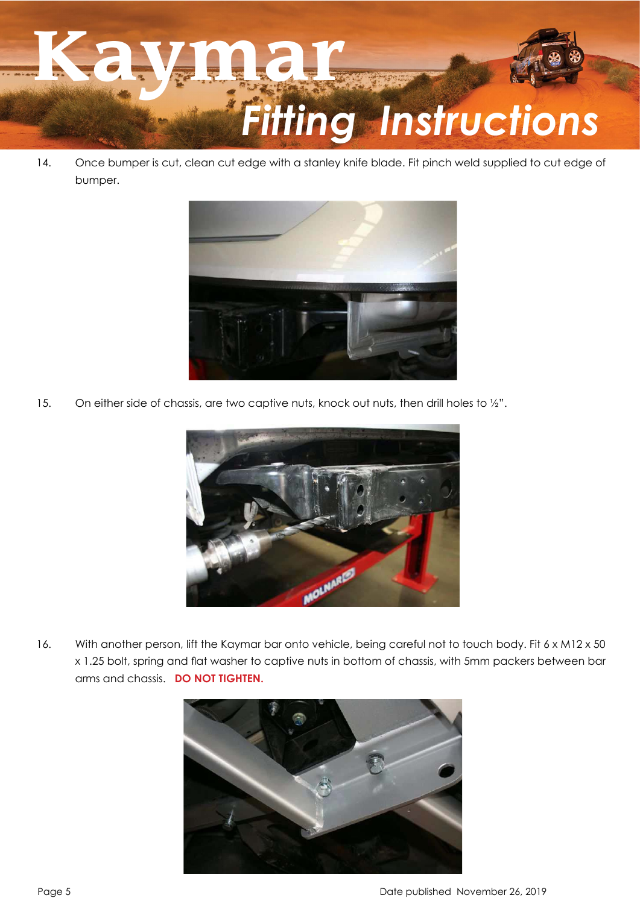14. Once bumper is cut, clean cut edge with a stanley knife blade. Fit pinch weld supplied to cut edge of bumper.

15. On either side of chassis, are two captive nuts, knock out nuts, then drill holes to ½".

16. With another person, lift the Kaymar bar onto vehicle, being careful not to touch body. Fit 6 x M12 x 50 x 1.25 bolt, spring and flat washer to captive nuts in bottom of chassis, with 5mm packers between bar arms and chassis. **DO NOT TIGHTEN.**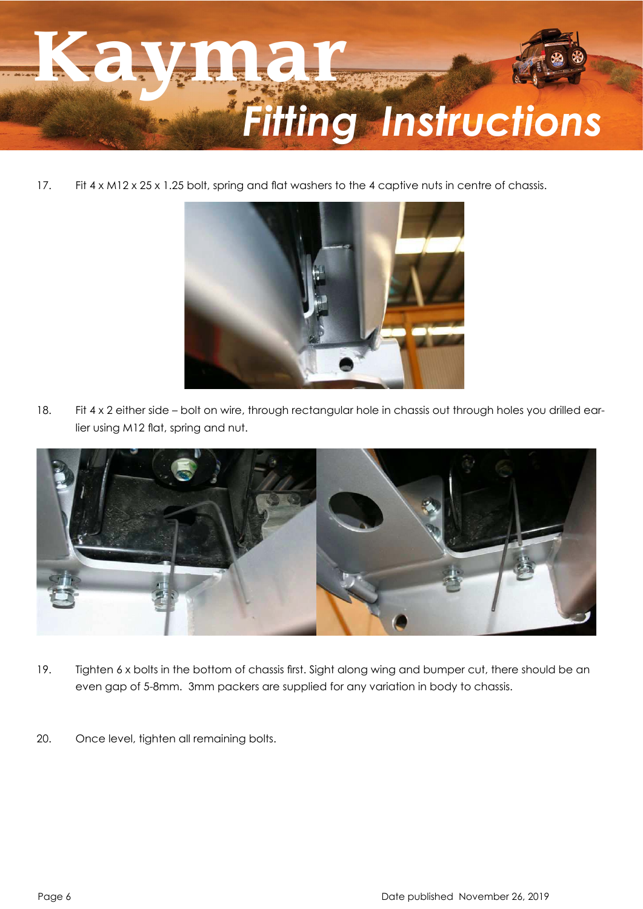17. Fit 4 x M12 x 25 x 1.25 bolt, spring and flat washers to the 4 captive nuts in centre of chassis.

18. Fit 4 x 2 either side – bolt on wire, through rectangular hole in chassis out through holes you drilled earlier using M12 flat, spring and nut.

19. Tighten 6 x bolts in the bottom of chassis first. Sight along wing and bumper cut, there should be an even gap of 5-8mm. 3mm packers are supplied for any variation in body to chassis.

20. Once level, tighten all remaining bolts.

Date published November 26, 2019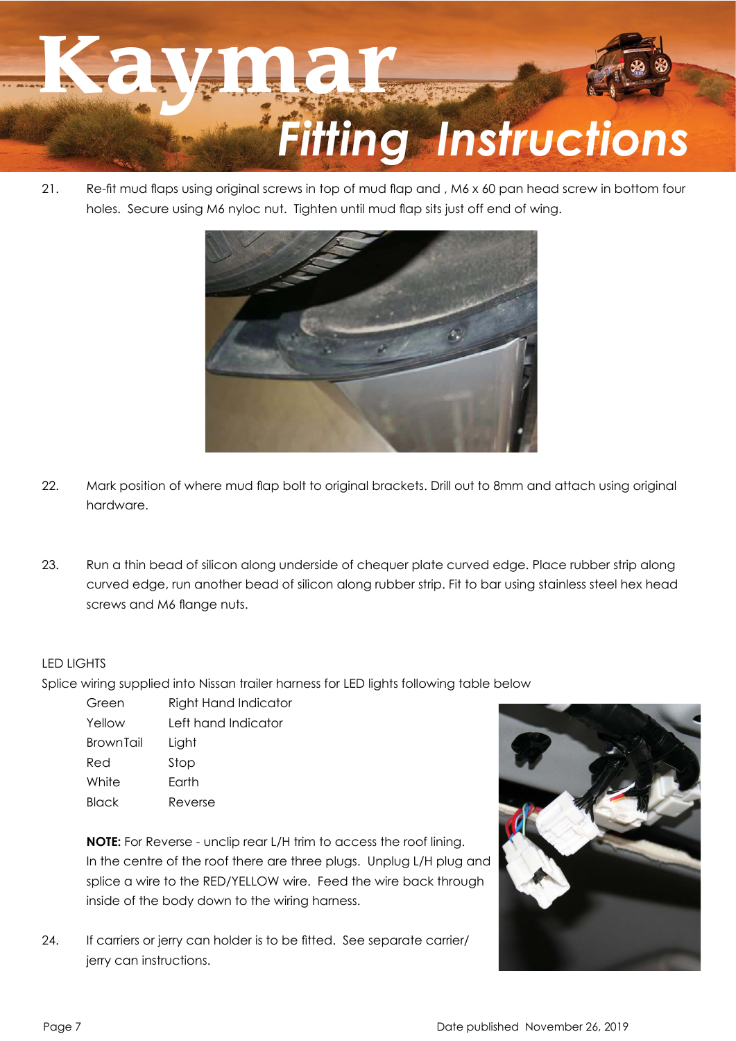21. Re-fit mud flaps using original screws in top of mud flap and , M6 x 60 pan head screw in bottom four holes. Secure using M6 nyloc nut. Tighten until mud flap sits just off end of wing.

22. Mark position of where mud flap bolt to original brackets. Drill out to 8mm and attach using original hardware.

23. Run a thin bead of silicon along underside of chequer plate curved edge. Place rubber strip along curved edge, run another bead of silicon along rubber strip. Fit to bar using stainless steel hex head screws and M6 flange nuts.

LED LIGHTS

Splice wiring supplied into Nissan trailer harness for LED lights following table below

| | |
|---|---|
| Green | Right Hand Indicator |
| Yellow | Left hand Indicator |
| BrownTail | Light |
| Red | Stop |
| White | Earth |
| Black | Reverse |

**NOTE:** For Reverse - unclip rear L/H trim to access the roof lining. In the centre of the roof there are three plugs. Unplug L/H plug and splice a wire to the RED/YELLOW wire. Feed the wire back through inside of the body down to the wiring harness.

24. If carriers or jerry can holder is to be fitted. See separate carrier/ jerry can instructions.

Date published November 26, 2019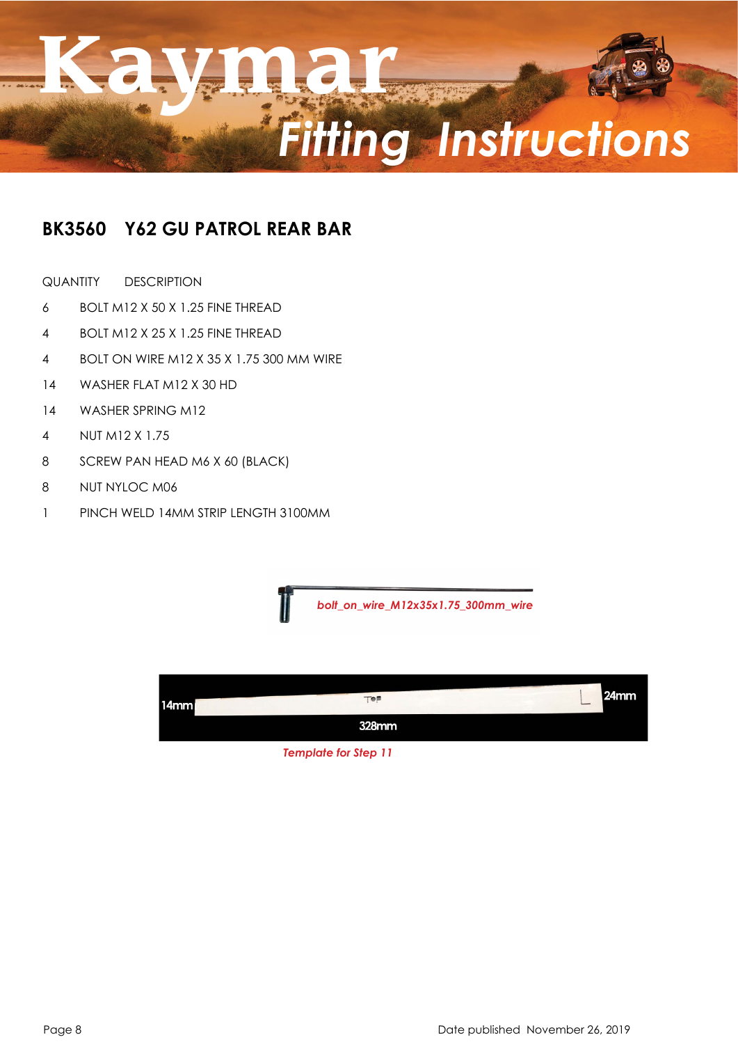## BK3560 Y62 GU PATROL REAR BAR

| QUANTITY | DESCRIPTION |
|---|---|
| 6 | BOLT M12 X 50 X 1.25 FINE THREAD |
| 4 | BOLT M12 X 25 X 1.25 FINE THREAD |
| 4 | BOLT ON WIRE M12 X 35 X 1.75 300 MM WIRE |
| 14 | WASHER FLAT M12 X 30 HD |
| 14 | WASHER SPRING M12 |
| 4 | NUT M12 X 1.75 |
| 8 | SCREW PAN HEAD M6 X 60 (BLACK) |
| 8 | NUT NYLOC M06 |
| 1 | PINCH WELD 14MM STRIP LENGTH 3100MM |

*bolt_on_wire_M12x35x1.75_300mm_wire*

14mm TOP 24mm

328mm

*Template for Step 11*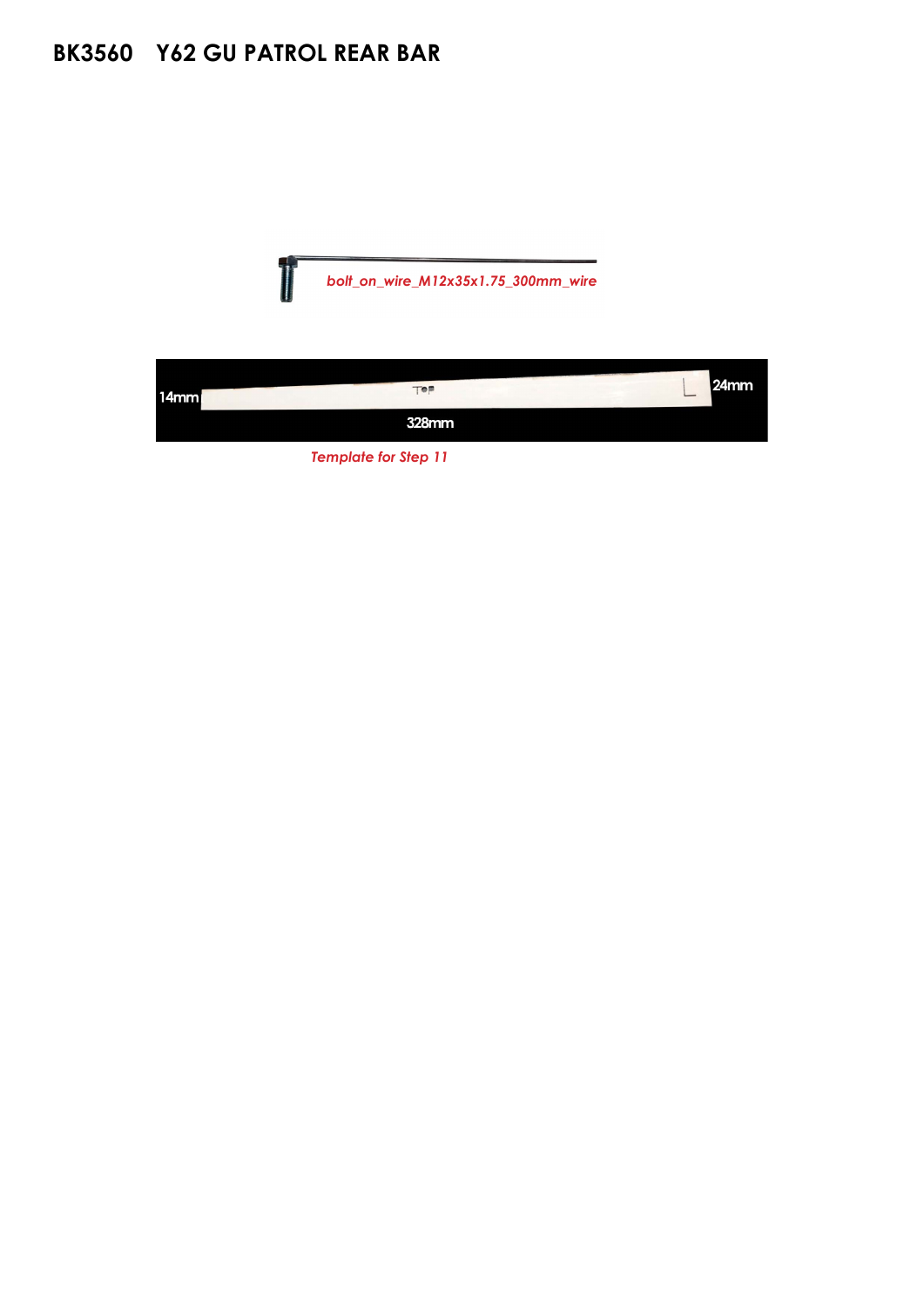# BK3560 Y62 GU PATROL REAR BAR

*bolt_on_wire_M12x35x1.75_300mm_wire*

14mm

TOP

24mm

328mm

*Template for Step 11*